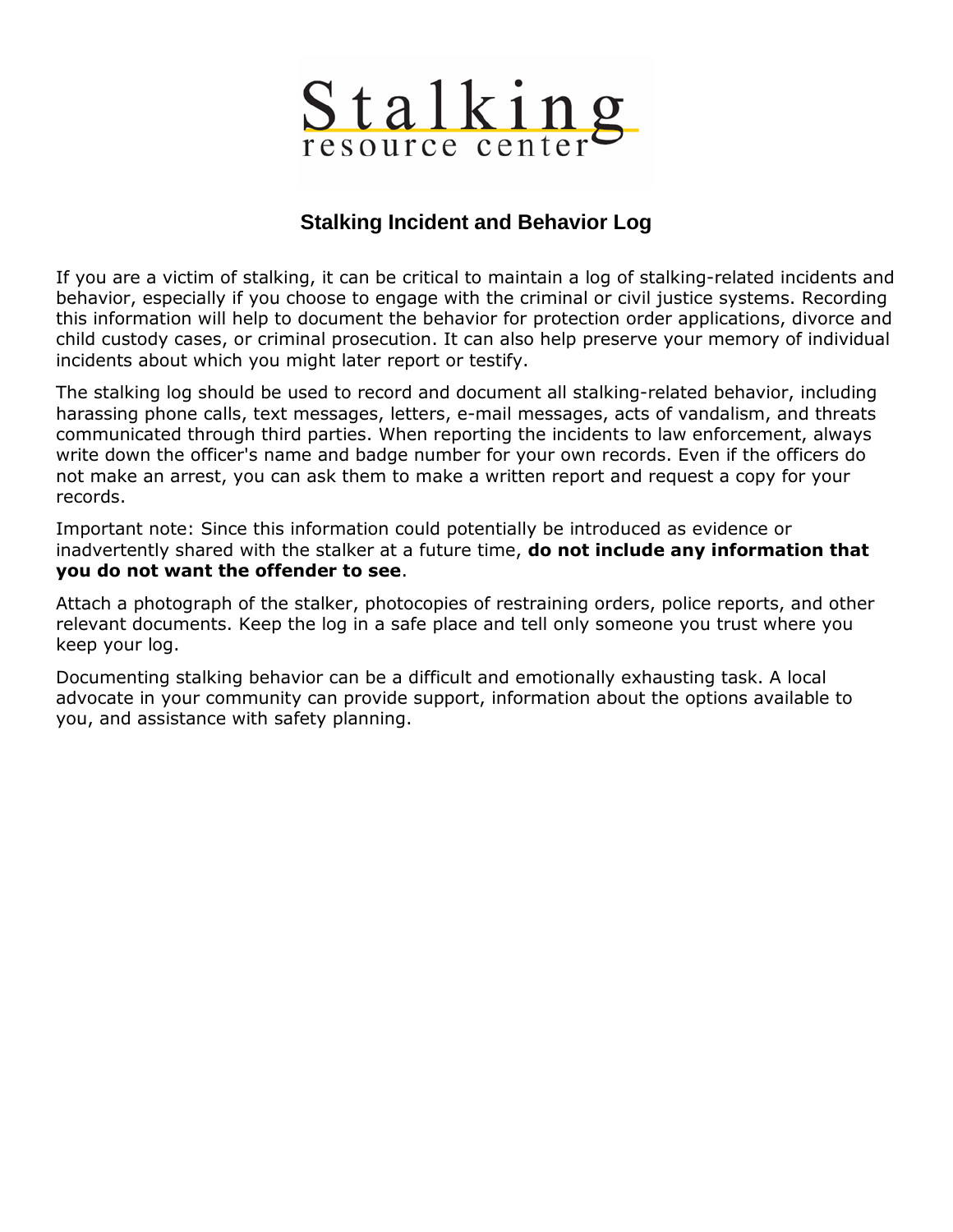Stalking resource center

# Stalking Incident and Behavior Log

If you are a victim of stalking, it can be critical to maintain a log of stalking-related incidents and behavior, especially if you choose to engage with the criminal or civil justice systems. Recording this information will help to document the behavior for protection order applications, divorce and child custody cases, or criminal prosecution. It can also help preserve your memory of individual incidents about which you might later report or testify.

The stalking log should be used to record and document all stalking-related behavior, including harassing phone calls, text messages, letters, e-mail messages, acts of vandalism, and threats communicated through third parties. When reporting the incidents to law enforcement, always write down the officer's name and badge number for your own records. Even if the officers do not make an arrest, you can ask them to make a written report and request a copy for your records.

Important note: Since this information could potentially be introduced as evidence or inadvertently shared with the stalker at a future time, **do not include any information that you do not want the offender to see**.

Attach a photograph of the stalker, photocopies of restraining orders, police reports, and other relevant documents. Keep the log in a safe place and tell only someone you trust where you keep your log.

Documenting stalking behavior can be a difficult and emotionally exhausting task. A local advocate in your community can provide support, information about the options available to you, and assistance with safety planning.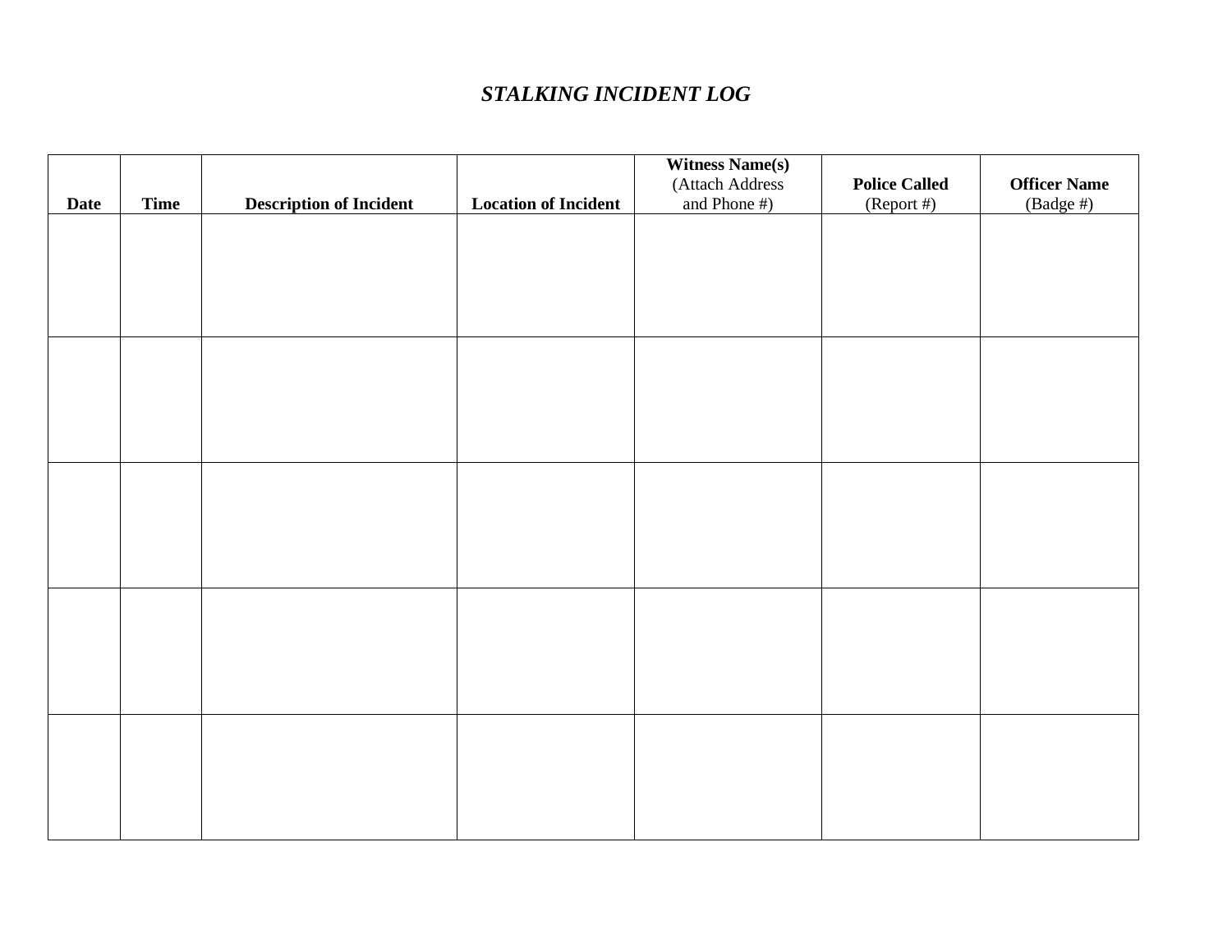***STALKING INCIDENT LOG***

| **Date** | **Time** | **Description of Incident** | **Location of Incident** | **Witness Name(s)** (Attach Address and Phone #) | **Police Called** (Report #) | **Officer Name** (Badge #) |
|---|---|---|---|---|---|---|
| | | | | | | |
| | | | | | | |
| | | | | | | |
| | | | | | | |
| | | | | | | |